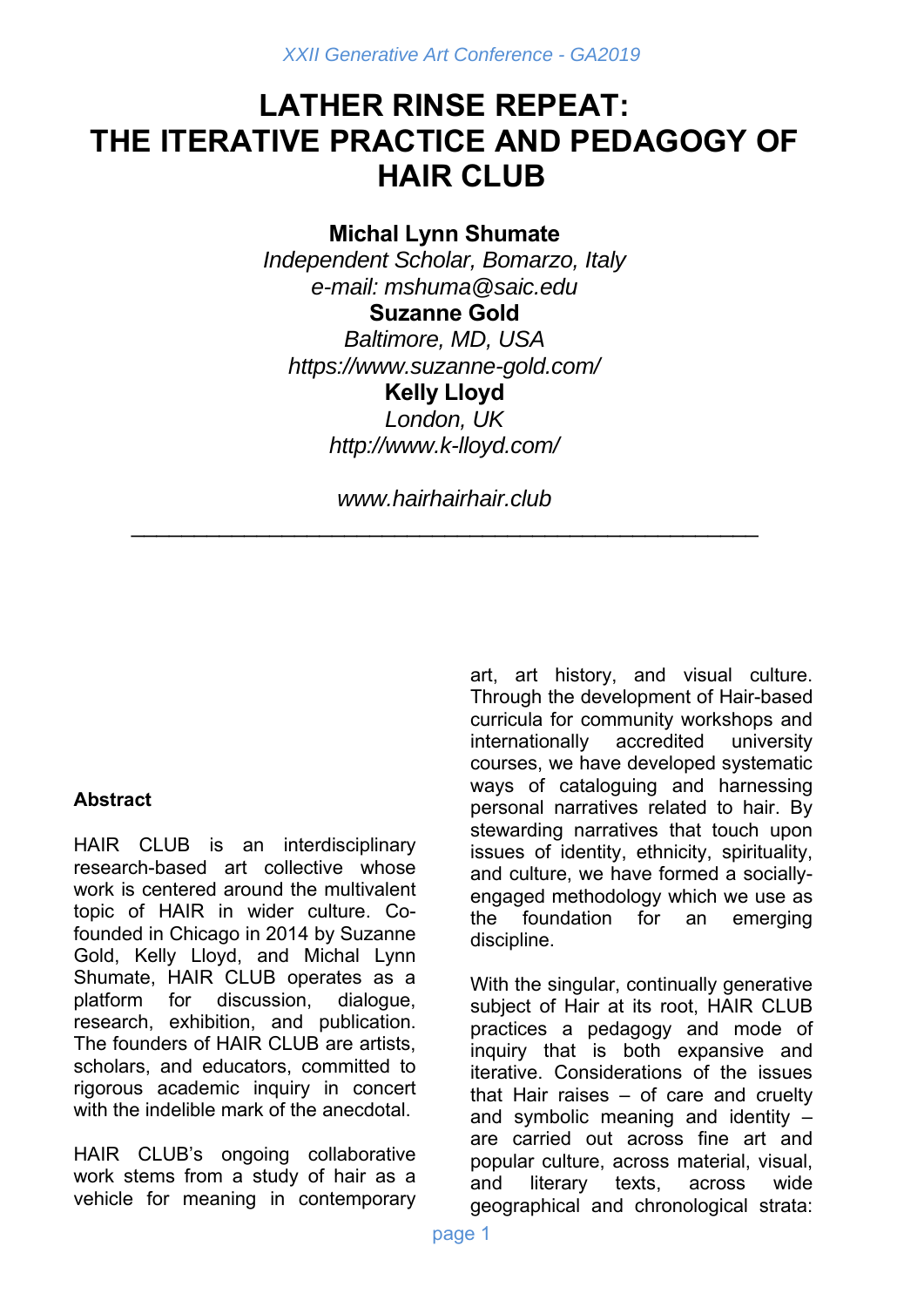# LATHER RINSE REPEAT: THE ITERATIVE PRACTICE AND PEDAGOGY OF HAIR CLUB

**Michal Lynn Shumate**
*Independent Scholar, Bomarzo, Italy*
*e-mail: mshuma@saic.edu*

**Suzanne Gold**
*Baltimore, MD, USA*
*https://www.suzanne-gold.com/*

**Kelly Lloyd**
*London, UK*
*http://www.k-lloyd.com/*

*www.hairhairhair.club*

---

**Abstract**

HAIR CLUB is an interdisciplinary research-based art collective whose work is centered around the multivalent topic of HAIR in wider culture. Co-founded in Chicago in 2014 by Suzanne Gold, Kelly Lloyd, and Michal Lynn Shumate, HAIR CLUB operates as a platform for discussion, dialogue, research, exhibition, and publication. The founders of HAIR CLUB are artists, scholars, and educators, committed to rigorous academic inquiry in concert with the indelible mark of the anecdotal.

HAIR CLUB's ongoing collaborative work stems from a study of hair as a vehicle for meaning in contemporary art, art history, and visual culture. Through the development of Hair-based curricula for community workshops and internationally accredited university courses, we have developed systematic ways of cataloguing and harnessing personal narratives related to hair. By stewarding narratives that touch upon issues of identity, ethnicity, spirituality, and culture, we have formed a socially-engaged methodology which we use as the foundation for an emerging discipline.

With the singular, continually generative subject of Hair at its root, HAIR CLUB practices a pedagogy and mode of inquiry that is both expansive and iterative. Considerations of the issues that Hair raises – of care and cruelty and symbolic meaning and identity – are carried out across fine art and popular culture, across material, visual, and literary texts, across wide geographical and chronological strata: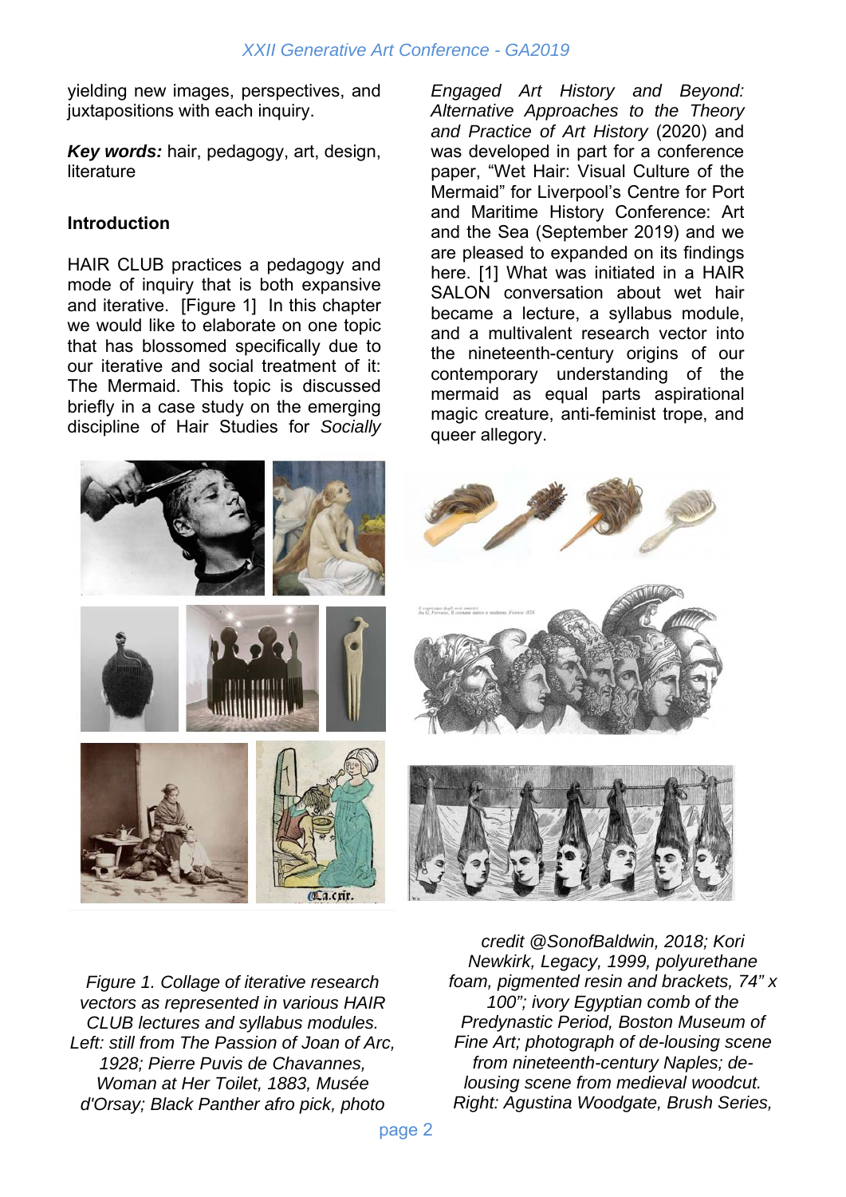yielding new images, perspectives, and juxtapositions with each inquiry.

***Key words:*** hair, pedagogy, art, design, literature

## Introduction

HAIR CLUB practices a pedagogy and mode of inquiry that is both expansive and iterative. [Figure 1] In this chapter we would like to elaborate on one topic that has blossomed specifically due to our iterative and social treatment of it: The Mermaid. This topic is discussed briefly in a case study on the emerging discipline of Hair Studies for *Socially Engaged Art History and Beyond: Alternative Approaches to the Theory and Practice of Art History* (2020) and was developed in part for a conference paper, "Wet Hair: Visual Culture of the Mermaid" for Liverpool's Centre for Port and Maritime History Conference: Art and the Sea (September 2019) and we are pleased to expanded on its findings here. [1] What was initiated in a HAIR SALON conversation about wet hair became a lecture, a syllabus module, and a multivalent research vector into the nineteenth-century origins of our contemporary understanding of the mermaid as equal parts aspirational magic creature, anti-feminist trope, and queer allegory.

*Figure 1. Collage of iterative research vectors as represented in various HAIR CLUB lectures and syllabus modules. Left: still from The Passion of Joan of Arc, 1928; Pierre Puvis de Chavannes, Woman at Her Toilet, 1883, Musée d'Orsay; Black Panther afro pick, photo credit @SonofBaldwin, 2018; Kori Newkirk, Legacy, 1999, polyurethane foam, pigmented resin and brackets, 74" x 100"; ivory Egyptian comb of the Predynastic Period, Boston Museum of Fine Art; photograph of de-lousing scene from nineteenth-century Naples; de-lousing scene from medieval woodcut. Right: Agustina Woodgate, Brush Series,*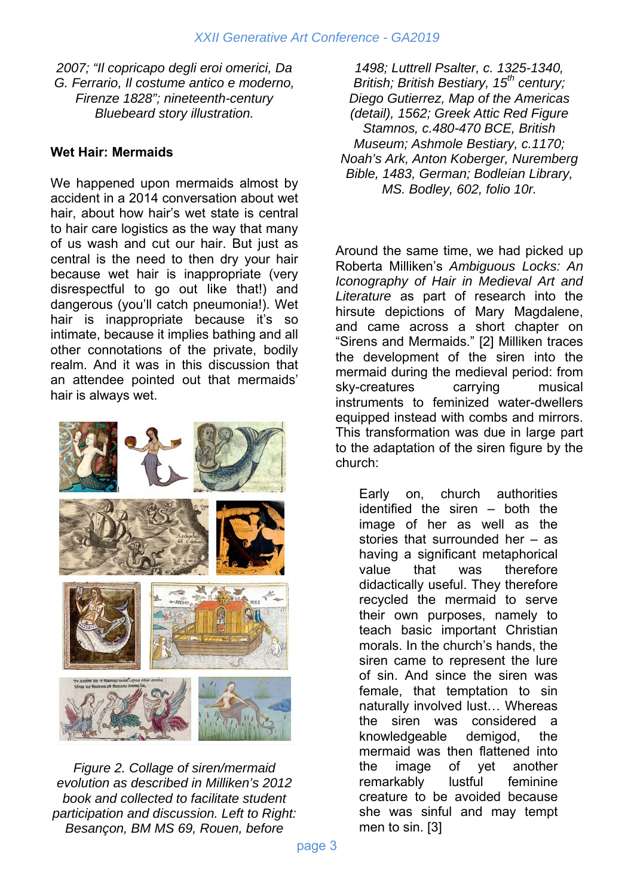*2007; "Il copricapo degli eroi omerici, Da G. Ferrario, Il costume antico e moderno, Firenze 1828"; nineteenth-century Bluebeard story illustration.*

**Wet Hair: Mermaids**

We happened upon mermaids almost by accident in a 2014 conversation about wet hair, about how hair's wet state is central to hair care logistics as the way that many of us wash and cut our hair. But just as central is the need to then dry your hair because wet hair is inappropriate (very disrespectful to go out like that!) and dangerous (you'll catch pneumonia!). Wet hair is inappropriate because it's so intimate, because it implies bathing and all other connotations of the private, bodily realm. And it was in this discussion that an attendee pointed out that mermaids' hair is always wet.

*Figure 2. Collage of siren/mermaid evolution as described in Milliken's 2012 book and collected to facilitate student participation and discussion. Left to Right: Besançon, BM MS 69, Rouen, before 1498; Luttrell Psalter, c. 1325-1340, British; British Bestiary, 15th century; Diego Gutierrez, Map of the Americas (detail), 1562; Greek Attic Red Figure Stamnos, c.480-470 BCE, British Museum; Ashmole Bestiary, c.1170; Noah's Ark, Anton Koberger, Nuremberg Bible, 1483, German; Bodleian Library, MS. Bodley, 602, folio 10r.*

Around the same time, we had picked up Roberta Milliken's *Ambiguous Locks: An Iconography of Hair in Medieval Art and Literature* as part of research into the hirsute depictions of Mary Magdalene, and came across a short chapter on "Sirens and Mermaids." [2] Milliken traces the development of the siren into the mermaid during the medieval period: from sky-creatures carrying musical instruments to feminized water-dwellers equipped instead with combs and mirrors. This transformation was due in large part to the adaptation of the siren figure by the church:

> Early on, church authorities identified the siren – both the image of her as well as the stories that surrounded her – as having a significant metaphorical value that was therefore didactically useful. They therefore recycled the mermaid to serve their own purposes, namely to teach basic important Christian morals. In the church's hands, the siren came to represent the lure of sin. And since the siren was female, that temptation to sin naturally involved lust… Whereas the siren was considered a knowledgeable demigod, the mermaid was then flattened into the image of yet another remarkably lustful feminine creature to be avoided because she was sinful and may tempt men to sin. [3]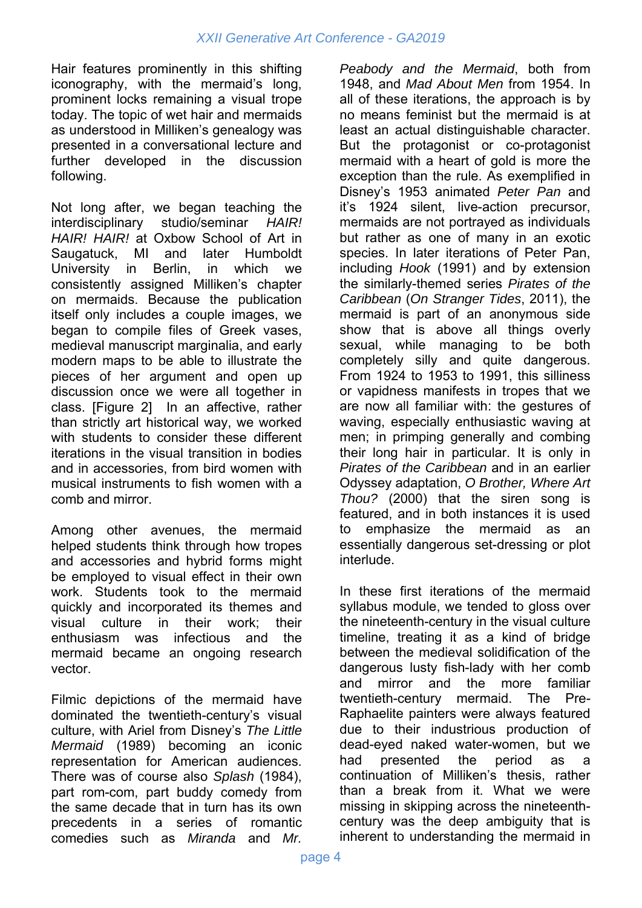Hair features prominently in this shifting iconography, with the mermaid's long, prominent locks remaining a visual trope today. The topic of wet hair and mermaids as understood in Milliken's genealogy was presented in a conversational lecture and further developed in the discussion following.

Not long after, we began teaching the interdisciplinary studio/seminar *HAIR! HAIR! HAIR!* at Oxbow School of Art in Saugatuck, MI and later Humboldt University in Berlin, in which we consistently assigned Milliken's chapter on mermaids. Because the publication itself only includes a couple images, we began to compile files of Greek vases, medieval manuscript marginalia, and early modern maps to be able to illustrate the pieces of her argument and open up discussion once we were all together in class. [Figure 2] In an affective, rather than strictly art historical way, we worked with students to consider these different iterations in the visual transition in bodies and in accessories, from bird women with musical instruments to fish women with a comb and mirror.

Among other avenues, the mermaid helped students think through how tropes and accessories and hybrid forms might be employed to visual effect in their own work. Students took to the mermaid quickly and incorporated its themes and visual culture in their work; their enthusiasm was infectious and the mermaid became an ongoing research vector.

Filmic depictions of the mermaid have dominated the twentieth-century's visual culture, with Ariel from Disney's *The Little Mermaid* (1989) becoming an iconic representation for American audiences. There was of course also *Splash* (1984), part rom-com, part buddy comedy from the same decade that in turn has its own precedents in a series of romantic comedies such as *Miranda* and *Mr. Peabody and the Mermaid*, both from 1948, and *Mad About Men* from 1954. In all of these iterations, the approach is by no means feminist but the mermaid is at least an actual distinguishable character. But the protagonist or co-protagonist mermaid with a heart of gold is more the exception than the rule. As exemplified in Disney's 1953 animated *Peter Pan* and it's 1924 silent, live-action precursor, mermaids are not portrayed as individuals but rather as one of many in an exotic species. In later iterations of Peter Pan, including *Hook* (1991) and by extension the similarly-themed series *Pirates of the Caribbean* (*On Stranger Tides*, 2011), the mermaid is part of an anonymous side show that is above all things overly sexual, while managing to be both completely silly and quite dangerous. From 1924 to 1953 to 1991, this silliness or vapidness manifests in tropes that we are now all familiar with: the gestures of waving, especially enthusiastic waving at men; in primping generally and combing their long hair in particular. It is only in *Pirates of the Caribbean* and in an earlier Odyssey adaptation, *O Brother, Where Art Thou?* (2000) that the siren song is featured, and in both instances it is used to emphasize the mermaid as an essentially dangerous set-dressing or plot interlude.

In these first iterations of the mermaid syllabus module, we tended to gloss over the nineteenth-century in the visual culture timeline, treating it as a kind of bridge between the medieval solidification of the dangerous lusty fish-lady with her comb and mirror and the more familiar twentieth-century mermaid. The Pre-Raphaelite painters were always featured due to their industrious production of dead-eyed naked water-women, but we had presented the period as a continuation of Milliken's thesis, rather than a break from it. What we were missing in skipping across the nineteenth-century was the deep ambiguity that is inherent to understanding the mermaid in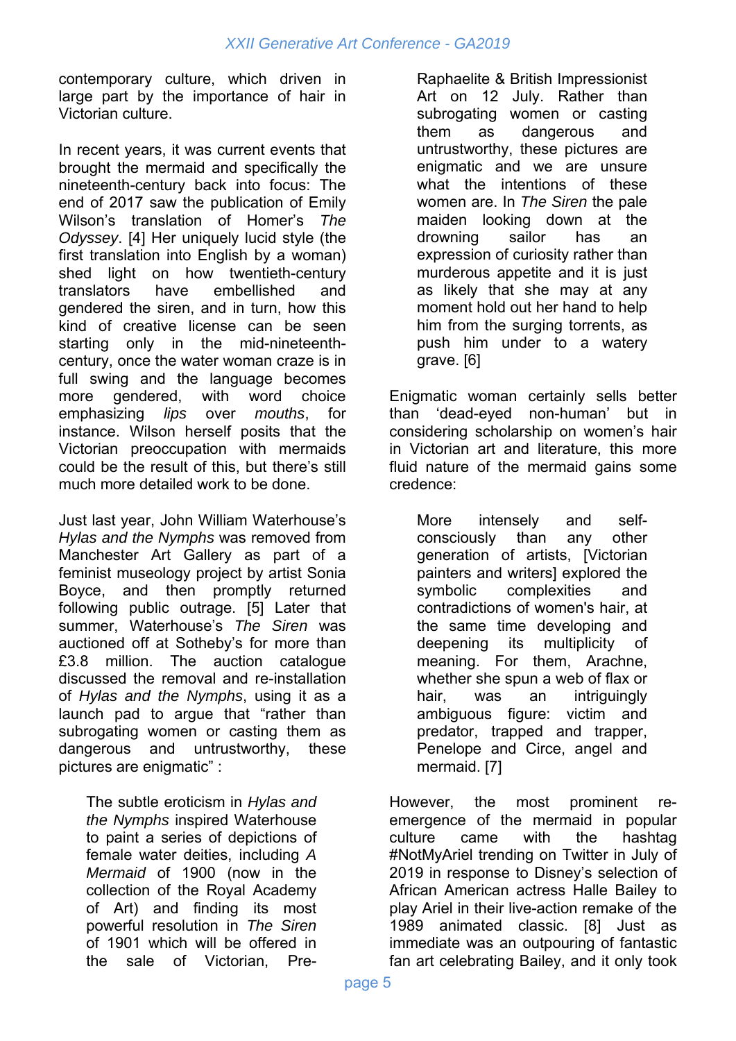contemporary culture, which driven in large part by the importance of hair in Victorian culture.

In recent years, it was current events that brought the mermaid and specifically the nineteenth-century back into focus: The end of 2017 saw the publication of Emily Wilson's translation of Homer's *The Odyssey*. [4] Her uniquely lucid style (the first translation into English by a woman) shed light on how twentieth-century translators have embellished and gendered the siren, and in turn, how this kind of creative license can be seen starting only in the mid-nineteenth-century, once the water woman craze is in full swing and the language becomes more gendered, with word choice emphasizing *lips* over *mouths*, for instance. Wilson herself posits that the Victorian preoccupation with mermaids could be the result of this, but there's still much more detailed work to be done.

Just last year, John William Waterhouse's *Hylas and the Nymphs* was removed from Manchester Art Gallery as part of a feminist museology project by artist Sonia Boyce, and then promptly returned following public outrage. [5] Later that summer, Waterhouse's *The Siren* was auctioned off at Sotheby's for more than £3.8 million. The auction catalogue discussed the removal and re-installation of *Hylas and the Nymphs*, using it as a launch pad to argue that "rather than subrogating women or casting them as dangerous and untrustworthy, these pictures are enigmatic" :

> The subtle eroticism in *Hylas and the Nymphs* inspired Waterhouse to paint a series of depictions of female water deities, including *A Mermaid* of 1900 (now in the collection of the Royal Academy of Art) and finding its most powerful resolution in *The Siren* of 1901 which will be offered in the sale of Victorian, Pre-Raphaelite & British Impressionist Art on 12 July. Rather than subrogating women or casting them as dangerous and untrustworthy, these pictures are enigmatic and we are unsure what the intentions of these women are. In *The Siren* the pale maiden looking down at the drowning sailor has an expression of curiosity rather than murderous appetite and it is just as likely that she may at any moment hold out her hand to help him from the surging torrents, as push him under to a watery grave. [6]

Enigmatic woman certainly sells better than 'dead-eyed non-human' but in considering scholarship on women's hair in Victorian art and literature, this more fluid nature of the mermaid gains some credence:

> More intensely and self-consciously than any other generation of artists, [Victorian painters and writers] explored the symbolic complexities and contradictions of women's hair, at the same time developing and deepening its multiplicity of meaning. For them, Arachne, whether she spun a web of flax or hair, was an intriguingly ambiguous figure: victim and predator, trapped and trapper, Penelope and Circe, angel and mermaid. [7]

However, the most prominent re-emergence of the mermaid in popular culture came with the hashtag #NotMyAriel trending on Twitter in July of 2019 in response to Disney's selection of African American actress Halle Bailey to play Ariel in their live-action remake of the 1989 animated classic. [8] Just as immediate was an outpouring of fantastic fan art celebrating Bailey, and it only took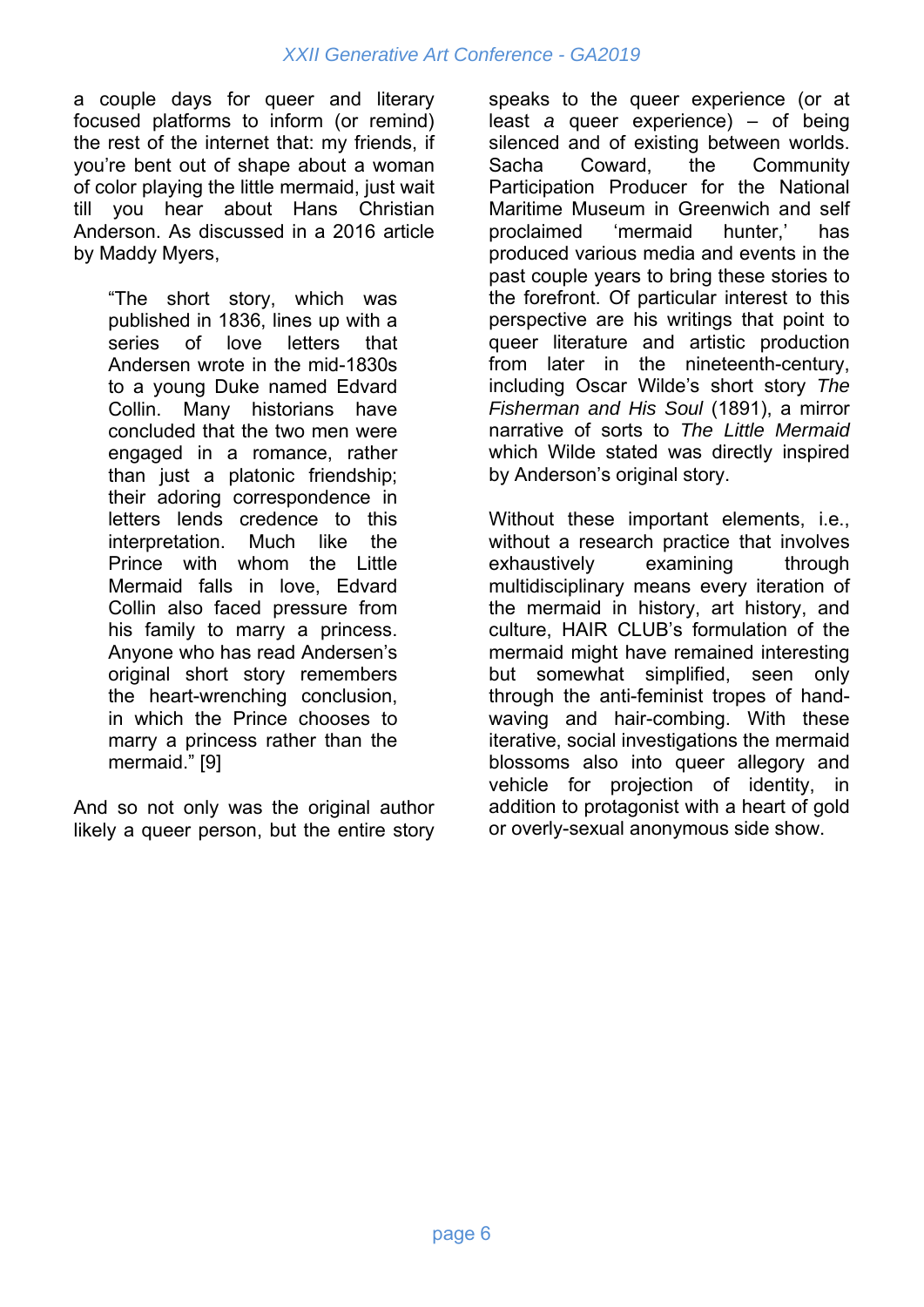a couple days for queer and literary focused platforms to inform (or remind) the rest of the internet that: my friends, if you're bent out of shape about a woman of color playing the little mermaid, just wait till you hear about Hans Christian Anderson. As discussed in a 2016 article by Maddy Myers,

> "The short story, which was published in 1836, lines up with a series of love letters that Andersen wrote in the mid-1830s to a young Duke named Edvard Collin. Many historians have concluded that the two men were engaged in a romance, rather than just a platonic friendship; their adoring correspondence in letters lends credence to this interpretation. Much like the Prince with whom the Little Mermaid falls in love, Edvard Collin also faced pressure from his family to marry a princess. Anyone who has read Andersen's original short story remembers the heart-wrenching conclusion, in which the Prince chooses to marry a princess rather than the mermaid." [9]

And so not only was the original author likely a queer person, but the entire story speaks to the queer experience (or at least *a* queer experience) – of being silenced and of existing between worlds. Sacha Coward, the Community Participation Producer for the National Maritime Museum in Greenwich and self proclaimed 'mermaid hunter,' has produced various media and events in the past couple years to bring these stories to the forefront. Of particular interest to this perspective are his writings that point to queer literature and artistic production from later in the nineteenth-century, including Oscar Wilde's short story *The Fisherman and His Soul* (1891), a mirror narrative of sorts to *The Little Mermaid* which Wilde stated was directly inspired by Anderson's original story.

Without these important elements, i.e., without a research practice that involves exhaustively examining through multidisciplinary means every iteration of the mermaid in history, art history, and culture, HAIR CLUB's formulation of the mermaid might have remained interesting but somewhat simplified, seen only through the anti-feminist tropes of hand-waving and hair-combing. With these iterative, social investigations the mermaid blossoms also into queer allegory and vehicle for projection of identity, in addition to protagonist with a heart of gold or overly-sexual anonymous side show.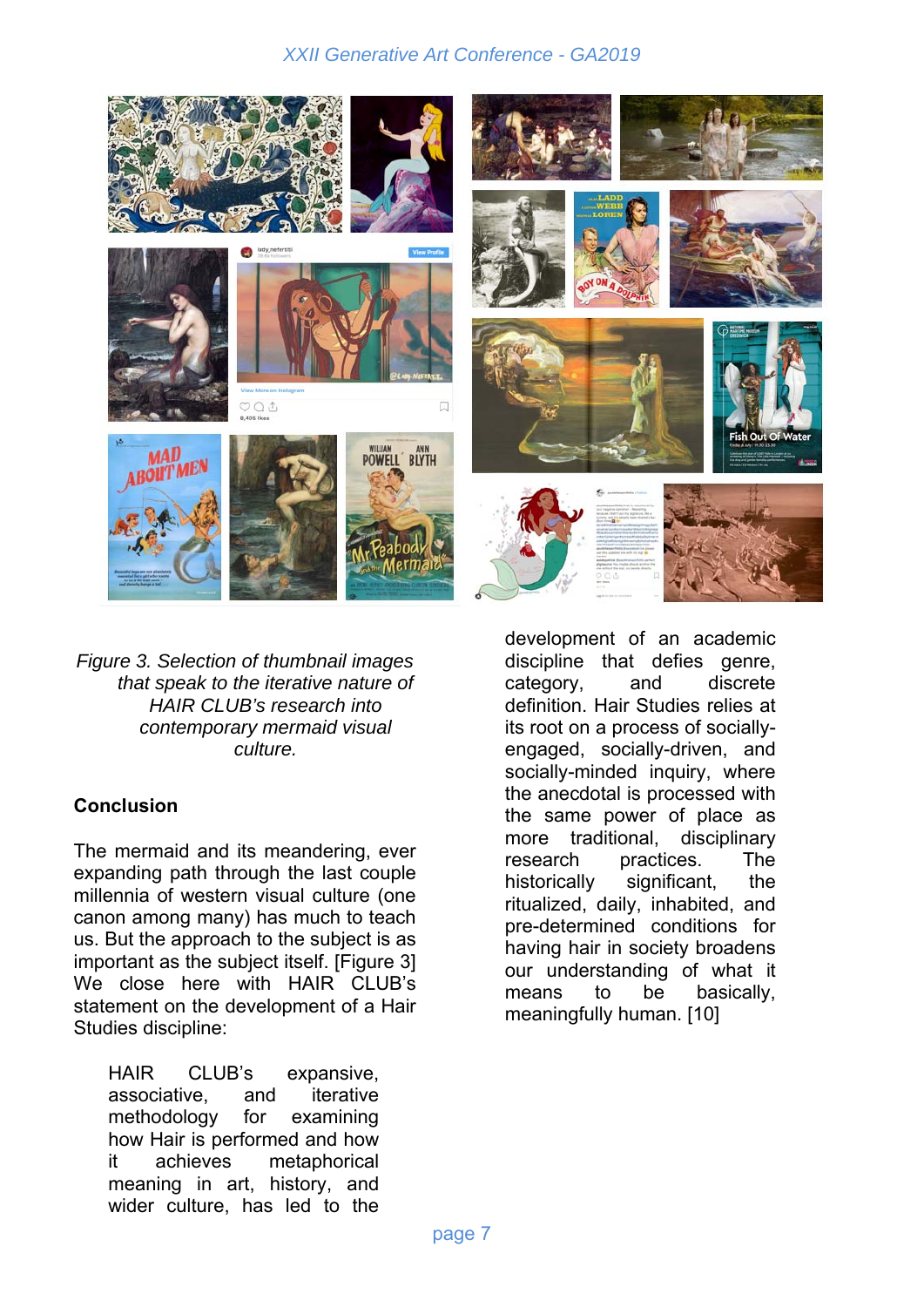*Figure 3. Selection of thumbnail images that speak to the iterative nature of HAIR CLUB's research into contemporary mermaid visual culture.*

## Conclusion

The mermaid and its meandering, ever expanding path through the last couple millennia of western visual culture (one canon among many) has much to teach us. But the approach to the subject is as important as the subject itself. [Figure 3] We close here with HAIR CLUB's statement on the development of a Hair Studies discipline:

> HAIR CLUB's expansive, associative, and iterative methodology for examining how Hair is performed and how it achieves metaphorical meaning in art, history, and wider culture, has led to the development of an academic discipline that defies genre, category, and discrete definition. Hair Studies relies at its root on a process of socially-engaged, socially-driven, and socially-minded inquiry, where the anecdotal is processed with the same power of place as more traditional, disciplinary research practices. The historically significant, the ritualized, daily, inhabited, and pre-determined conditions for having hair in society broadens our understanding of what it means to be basically, meaningfully human. [10]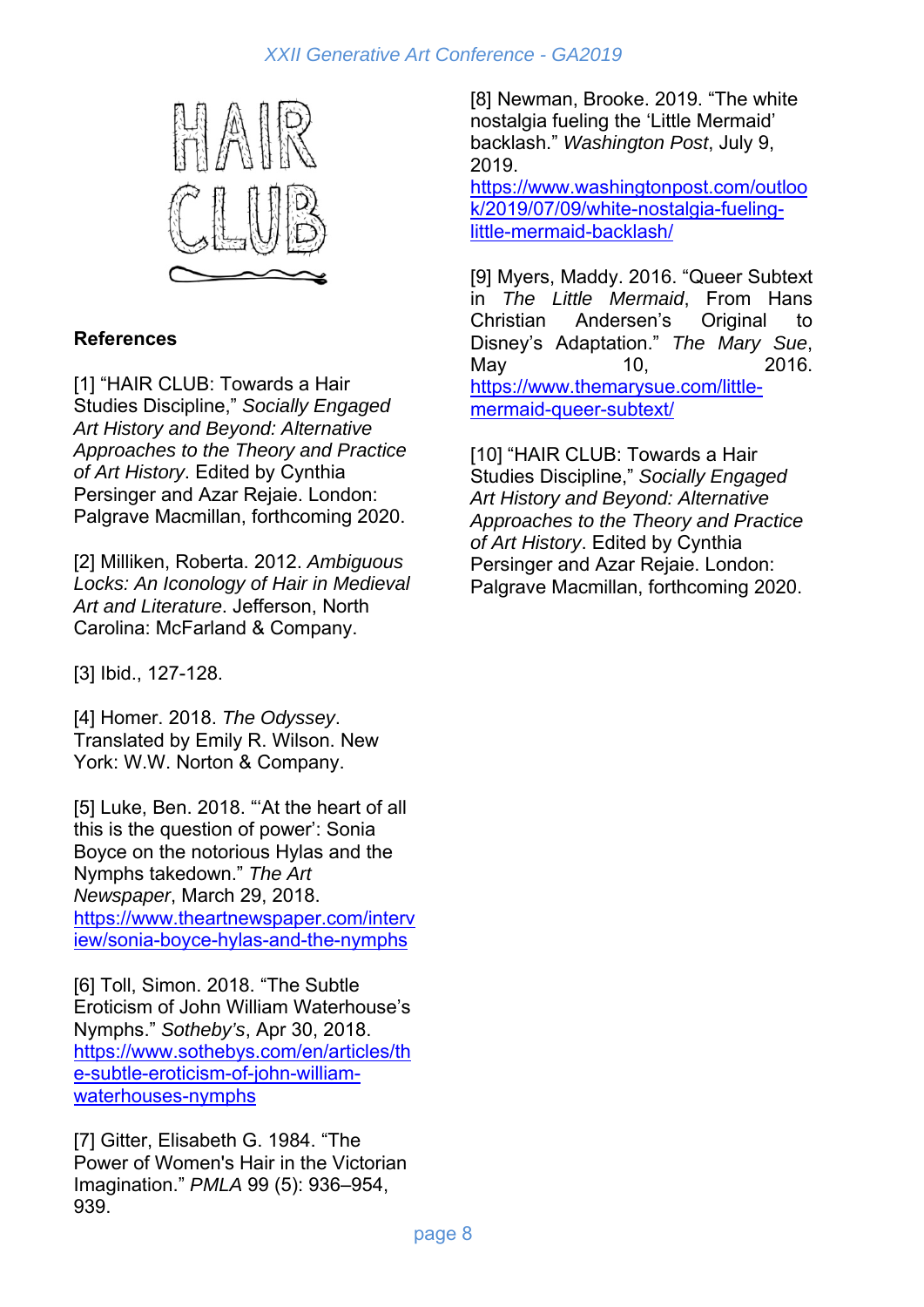HAIR CLUB

## References

[1] “HAIR CLUB: Towards a Hair Studies Discipline,” *Socially Engaged Art History and Beyond: Alternative Approaches to the Theory and Practice of Art History*. Edited by Cynthia Persinger and Azar Rejaie. London: Palgrave Macmillan, forthcoming 2020.

[2] Milliken, Roberta. 2012. *Ambiguous Locks: An Iconology of Hair in Medieval Art and Literature*. Jefferson, North Carolina: McFarland & Company.

[3] Ibid., 127-128.

[4] Homer. 2018. *The Odyssey*. Translated by Emily R. Wilson. New York: W.W. Norton & Company.

[5] Luke, Ben. 2018. “‘At the heart of all this is the question of power’: Sonia Boyce on the notorious Hylas and the Nymphs takedown.” *The Art Newspaper*, March 29, 2018. https://www.theartnewspaper.com/interview/sonia-boyce-hylas-and-the-nymphs

[6] Toll, Simon. 2018. “The Subtle Eroticism of John William Waterhouse’s Nymphs.” *Sotheby’s*, Apr 30, 2018. https://www.sothebys.com/en/articles/the-subtle-eroticism-of-john-william-waterhouses-nymphs

[7] Gitter, Elisabeth G. 1984. “The Power of Women's Hair in the Victorian Imagination.” *PMLA* 99 (5): 936–954, 939.

[8] Newman, Brooke. 2019. “The white nostalgia fueling the ‘Little Mermaid’ backlash.” *Washington Post*, July 9, 2019. https://www.washingtonpost.com/outlook/2019/07/09/white-nostalgia-fueling-little-mermaid-backlash/

[9] Myers, Maddy. 2016. “Queer Subtext in *The Little Mermaid*, From Hans Christian Andersen’s Original to Disney’s Adaptation.” *The Mary Sue*, May 10, 2016. https://www.themarysue.com/little-mermaid-queer-subtext/

[10] “HAIR CLUB: Towards a Hair Studies Discipline,” *Socially Engaged Art History and Beyond: Alternative Approaches to the Theory and Practice of Art History*. Edited by Cynthia Persinger and Azar Rejaie. London: Palgrave Macmillan, forthcoming 2020.